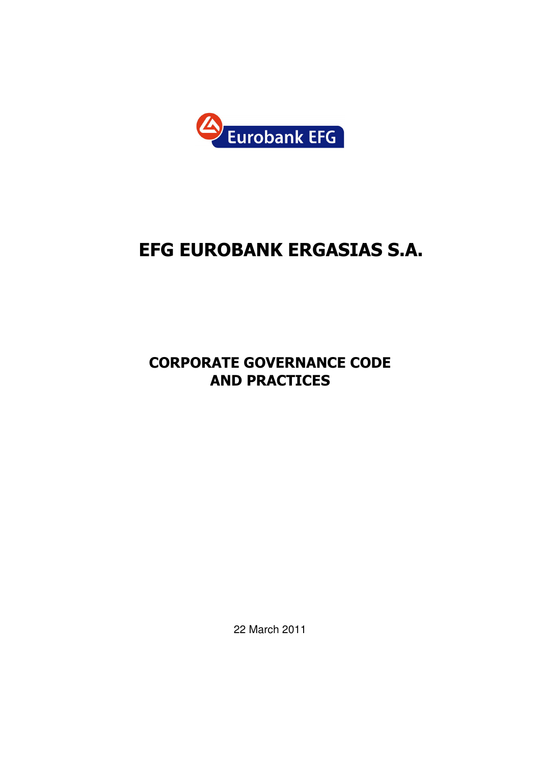Eurobank EFG

# EFG EUROBANK ERGASIAS S.A.

## CORPORATE GOVERNANCE CODE AND PRACTICES

22 March 2011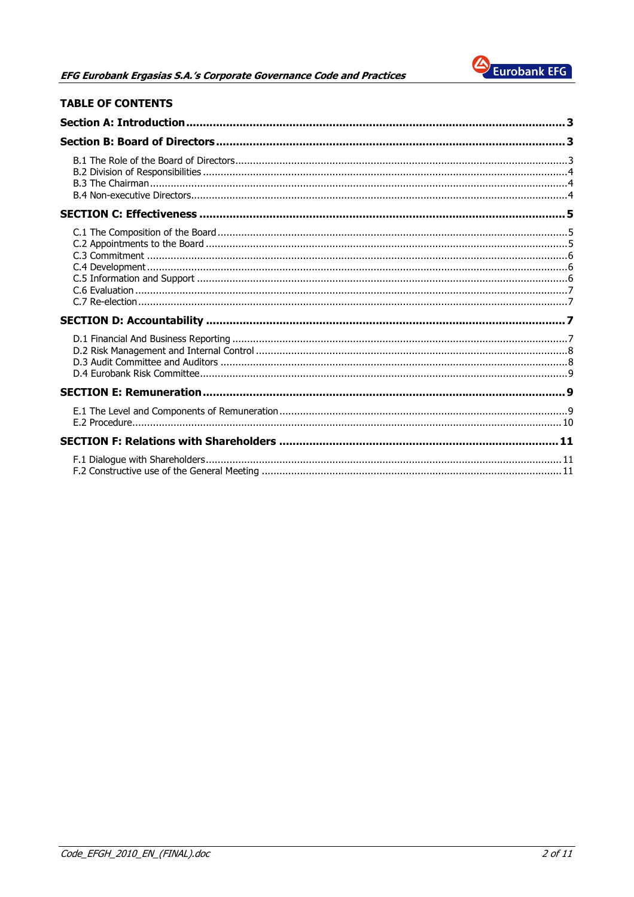## TABLE OF CONTENTS

**Section A: Introduction** ..... **3**

**Section B: Board of Directors** ..... **3**

- B.1 The Role of the Board of Directors ..... 3
- B.2 Division of Responsibilities ..... 4
- B.3 The Chairman ..... 4
- B.4 Non-executive Directors ..... 4

**SECTION C: Effectiveness** ..... **5**

- C.1 The Composition of the Board ..... 5
- C.2 Appointments to the Board ..... 5
- C.3 Commitment ..... 6
- C.4 Development ..... 6
- C.5 Information and Support ..... 6
- C.6 Evaluation ..... 7
- C.7 Re-election ..... 7

**SECTION D: Accountability** ..... **7**

- D.1 Financial And Business Reporting ..... 7
- D.2 Risk Management and Internal Control ..... 8
- D.3 Audit Committee and Auditors ..... 8
- D.4 Eurobank Risk Committee ..... 9

**SECTION E: Remuneration** ..... **9**

- E.1 The Level and Components of Remuneration ..... 9
- E.2 Procedure ..... 10

**SECTION F: Relations with Shareholders** ..... **11**

- F.1 Dialogue with Shareholders ..... 11
- F.2 Constructive use of the General Meeting ..... 11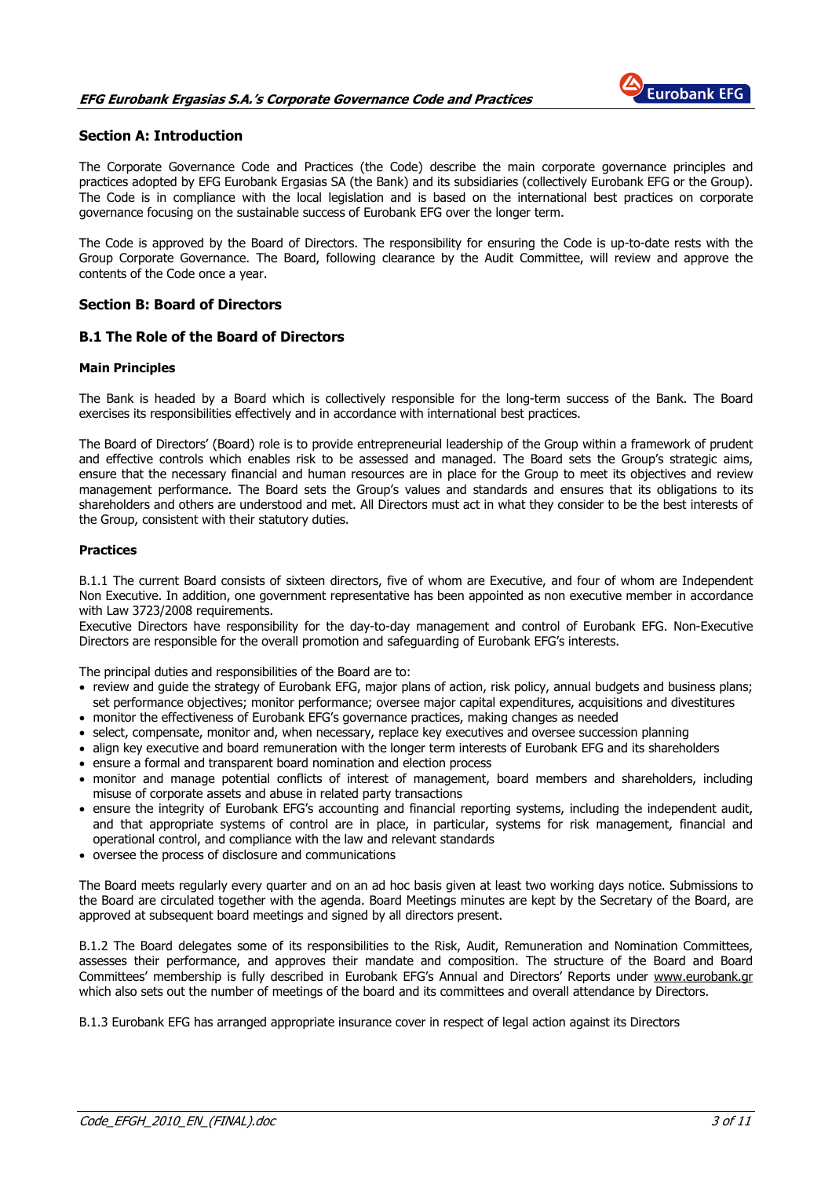## Section A: Introduction

The Corporate Governance Code and Practices (the Code) describe the main corporate governance principles and practices adopted by EFG Eurobank Ergasias SA (the Bank) and its subsidiaries (collectively Eurobank EFG or the Group). The Code is in compliance with the local legislation and is based on the international best practices on corporate governance focusing on the sustainable success of Eurobank EFG over the longer term.

The Code is approved by the Board of Directors. The responsibility for ensuring the Code is up-to-date rests with the Group Corporate Governance. The Board, following clearance by the Audit Committee, will review and approve the contents of the Code once a year.

## Section B: Board of Directors

### B.1 The Role of the Board of Directors

#### Main Principles

The Bank is headed by a Board which is collectively responsible for the long-term success of the Bank. The Board exercises its responsibilities effectively and in accordance with international best practices.

The Board of Directors' (Board) role is to provide entrepreneurial leadership of the Group within a framework of prudent and effective controls which enables risk to be assessed and managed. The Board sets the Group's strategic aims, ensure that the necessary financial and human resources are in place for the Group to meet its objectives and review management performance. The Board sets the Group's values and standards and ensures that its obligations to its shareholders and others are understood and met. All Directors must act in what they consider to be the best interests of the Group, consistent with their statutory duties.

#### Practices

B.1.1 The current Board consists of sixteen directors, five of whom are Executive, and four of whom are Independent Non Executive. In addition, one government representative has been appointed as non executive member in accordance with Law 3723/2008 requirements.
Executive Directors have responsibility for the day-to-day management and control of Eurobank EFG. Non-Executive Directors are responsible for the overall promotion and safeguarding of Eurobank EFG's interests.

The principal duties and responsibilities of the Board are to:

- review and guide the strategy of Eurobank EFG, major plans of action, risk policy, annual budgets and business plans; set performance objectives; monitor performance; oversee major capital expenditures, acquisitions and divestitures
- monitor the effectiveness of Eurobank EFG's governance practices, making changes as needed
- select, compensate, monitor and, when necessary, replace key executives and oversee succession planning
- align key executive and board remuneration with the longer term interests of Eurobank EFG and its shareholders
- ensure a formal and transparent board nomination and election process
- monitor and manage potential conflicts of interest of management, board members and shareholders, including misuse of corporate assets and abuse in related party transactions
- ensure the integrity of Eurobank EFG's accounting and financial reporting systems, including the independent audit, and that appropriate systems of control are in place, in particular, systems for risk management, financial and operational control, and compliance with the law and relevant standards
- oversee the process of disclosure and communications

The Board meets regularly every quarter and on an ad hoc basis given at least two working days notice. Submissions to the Board are circulated together with the agenda. Board Meetings minutes are kept by the Secretary of the Board, are approved at subsequent board meetings and signed by all directors present.

B.1.2 The Board delegates some of its responsibilities to the Risk, Audit, Remuneration and Nomination Committees, assesses their performance, and approves their mandate and composition. The structure of the Board and Board Committees' membership is fully described in Eurobank EFG's Annual and Directors' Reports under www.eurobank.gr which also sets out the number of meetings of the board and its committees and overall attendance by Directors.

B.1.3 Eurobank EFG has arranged appropriate insurance cover in respect of legal action against its Directors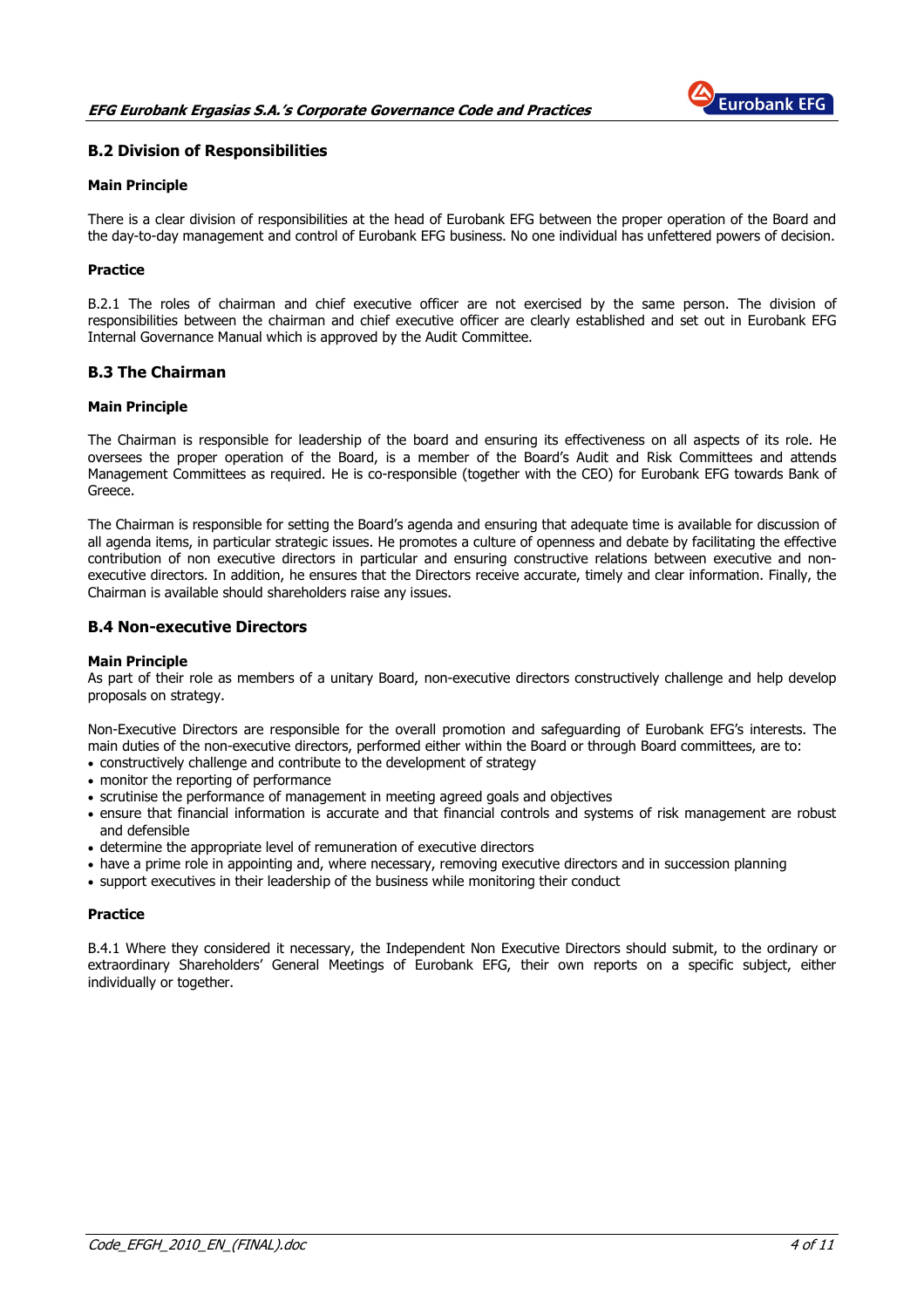## B.2 Division of Responsibilities

**Main Principle**

There is a clear division of responsibilities at the head of Eurobank EFG between the proper operation of the Board and the day-to-day management and control of Eurobank EFG business. No one individual has unfettered powers of decision.

**Practice**

B.2.1 The roles of chairman and chief executive officer are not exercised by the same person. The division of responsibilities between the chairman and chief executive officer are clearly established and set out in Eurobank EFG Internal Governance Manual which is approved by the Audit Committee.

## B.3 The Chairman

**Main Principle**

The Chairman is responsible for leadership of the board and ensuring its effectiveness on all aspects of its role. He oversees the proper operation of the Board, is a member of the Board's Audit and Risk Committees and attends Management Committees as required. He is co-responsible (together with the CEO) for Eurobank EFG towards Bank of Greece.

The Chairman is responsible for setting the Board's agenda and ensuring that adequate time is available for discussion of all agenda items, in particular strategic issues. He promotes a culture of openness and debate by facilitating the effective contribution of non executive directors in particular and ensuring constructive relations between executive and non-executive directors. In addition, he ensures that the Directors receive accurate, timely and clear information. Finally, the Chairman is available should shareholders raise any issues.

## B.4 Non-executive Directors

**Main Principle**

As part of their role as members of a unitary Board, non-executive directors constructively challenge and help develop proposals on strategy.

Non-Executive Directors are responsible for the overall promotion and safeguarding of Eurobank EFG's interests. The main duties of the non-executive directors, performed either within the Board or through Board committees, are to:

- constructively challenge and contribute to the development of strategy
- monitor the reporting of performance
- scrutinise the performance of management in meeting agreed goals and objectives
- ensure that financial information is accurate and that financial controls and systems of risk management are robust and defensible
- determine the appropriate level of remuneration of executive directors
- have a prime role in appointing and, where necessary, removing executive directors and in succession planning
- support executives in their leadership of the business while monitoring their conduct

**Practice**

B.4.1 Where they considered it necessary, the Independent Non Executive Directors should submit, to the ordinary or extraordinary Shareholders' General Meetings of Eurobank EFG, their own reports on a specific subject, either individually or together.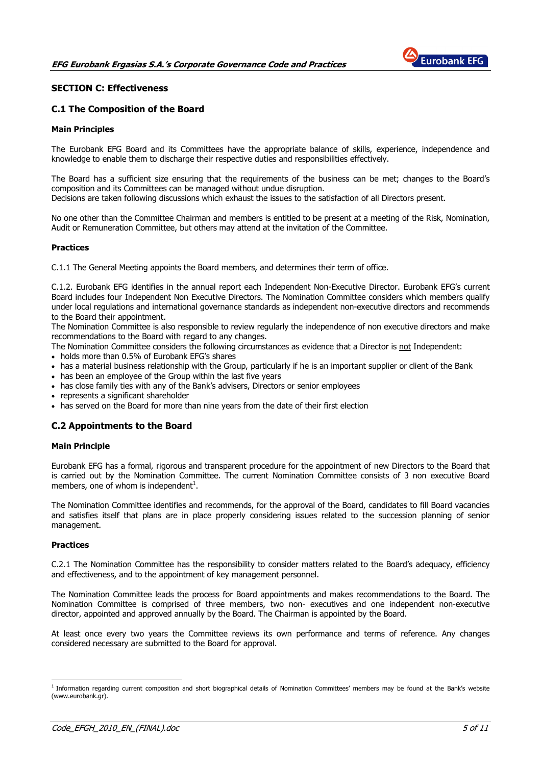## SECTION C: Effectiveness

### C.1 The Composition of the Board

#### Main Principles

The Eurobank EFG Board and its Committees have the appropriate balance of skills, experience, independence and knowledge to enable them to discharge their respective duties and responsibilities effectively.

The Board has a sufficient size ensuring that the requirements of the business can be met; changes to the Board's composition and its Committees can be managed without undue disruption.
Decisions are taken following discussions which exhaust the issues to the satisfaction of all Directors present.

No one other than the Committee Chairman and members is entitled to be present at a meeting of the Risk, Nomination, Audit or Remuneration Committee, but others may attend at the invitation of the Committee.

#### Practices

C.1.1 The General Meeting appoints the Board members, and determines their term of office.

C.1.2. Eurobank EFG identifies in the annual report each Independent Non-Executive Director. Eurobank EFG's current Board includes four Independent Non Executive Directors. The Nomination Committee considers which members qualify under local regulations and international governance standards as independent non-executive directors and recommends to the Board their appointment.
The Nomination Committee is also responsible to review regularly the independence of non executive directors and make recommendations to the Board with regard to any changes.
The Nomination Committee considers the following circumstances as evidence that a Director is not Independent:

- holds more than 0.5% of Eurobank EFG's shares
- has a material business relationship with the Group, particularly if he is an important supplier or client of the Bank
- has been an employee of the Group within the last five years
- has close family ties with any of the Bank's advisers, Directors or senior employees
- represents a significant shareholder
- has served on the Board for more than nine years from the date of their first election

### C.2 Appointments to the Board

#### Main Principle

Eurobank EFG has a formal, rigorous and transparent procedure for the appointment of new Directors to the Board that is carried out by the Nomination Committee. The current Nomination Committee consists of 3 non executive Board members, one of whom is independent[1].

The Nomination Committee identifies and recommends, for the approval of the Board, candidates to fill Board vacancies and satisfies itself that plans are in place properly considering issues related to the succession planning of senior management.

#### Practices

C.2.1 The Nomination Committee has the responsibility to consider matters related to the Board's adequacy, efficiency and effectiveness, and to the appointment of key management personnel.

The Nomination Committee leads the process for Board appointments and makes recommendations to the Board. The Nomination Committee is comprised of three members, two non- executives and one independent non-executive director, appointed and approved annually by the Board. The Chairman is appointed by the Board.

At least once every two years the Committee reviews its own performance and terms of reference. Any changes considered necessary are submitted to the Board for approval.

---

[1] Information regarding current composition and short biographical details of Nomination Committees' members may be found at the Bank's website (www.eurobank.gr).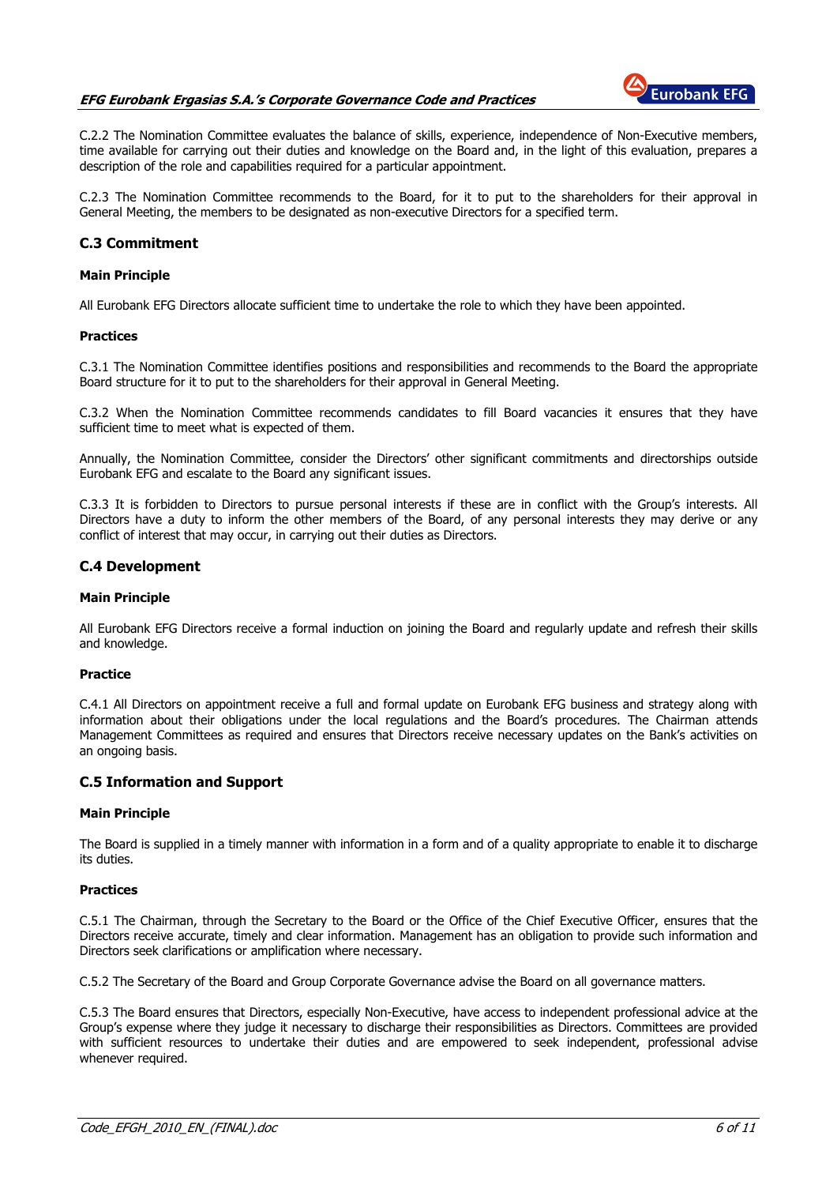C.2.2 The Nomination Committee evaluates the balance of skills, experience, independence of Non-Executive members, time available for carrying out their duties and knowledge on the Board and, in the light of this evaluation, prepares a description of the role and capabilities required for a particular appointment.

C.2.3 The Nomination Committee recommends to the Board, for it to put to the shareholders for their approval in General Meeting, the members to be designated as non-executive Directors for a specified term.

## C.3 Commitment

#### Main Principle

All Eurobank EFG Directors allocate sufficient time to undertake the role to which they have been appointed.

#### Practices

C.3.1 The Nomination Committee identifies positions and responsibilities and recommends to the Board the appropriate Board structure for it to put to the shareholders for their approval in General Meeting.

C.3.2 When the Nomination Committee recommends candidates to fill Board vacancies it ensures that they have sufficient time to meet what is expected of them.

Annually, the Nomination Committee, consider the Directors' other significant commitments and directorships outside Eurobank EFG and escalate to the Board any significant issues.

C.3.3 It is forbidden to Directors to pursue personal interests if these are in conflict with the Group's interests. All Directors have a duty to inform the other members of the Board, of any personal interests they may derive or any conflict of interest that may occur, in carrying out their duties as Directors.

## C.4 Development

#### Main Principle

All Eurobank EFG Directors receive a formal induction on joining the Board and regularly update and refresh their skills and knowledge.

#### Practice

C.4.1 All Directors on appointment receive a full and formal update on Eurobank EFG business and strategy along with information about their obligations under the local regulations and the Board's procedures. The Chairman attends Management Committees as required and ensures that Directors receive necessary updates on the Bank's activities on an ongoing basis.

## C.5 Information and Support

#### Main Principle

The Board is supplied in a timely manner with information in a form and of a quality appropriate to enable it to discharge its duties.

#### Practices

C.5.1 The Chairman, through the Secretary to the Board or the Office of the Chief Executive Officer, ensures that the Directors receive accurate, timely and clear information. Management has an obligation to provide such information and Directors seek clarifications or amplification where necessary.

C.5.2 The Secretary of the Board and Group Corporate Governance advise the Board on all governance matters.

C.5.3 The Board ensures that Directors, especially Non-Executive, have access to independent professional advice at the Group's expense where they judge it necessary to discharge their responsibilities as Directors. Committees are provided with sufficient resources to undertake their duties and are empowered to seek independent, professional advise whenever required.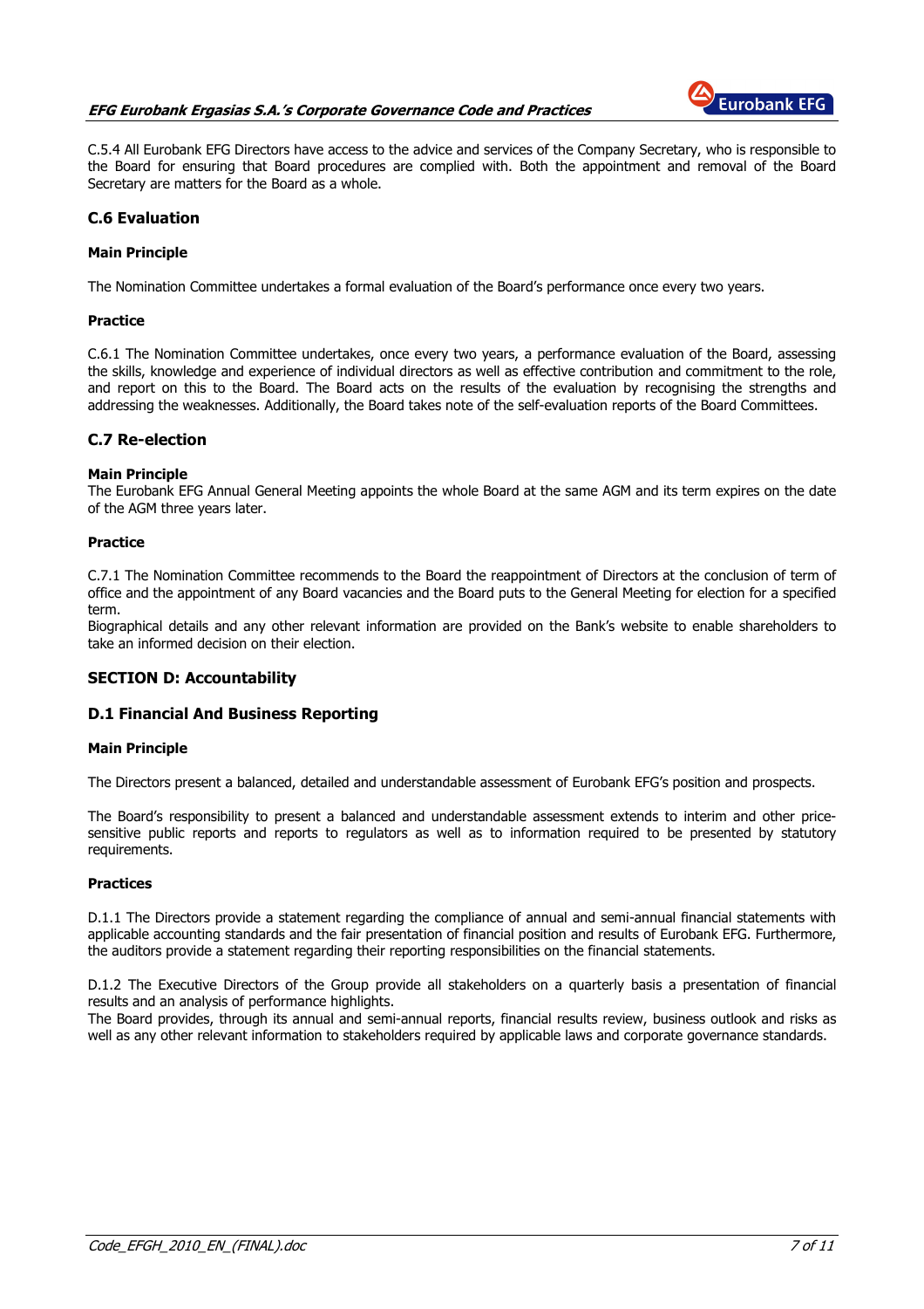C.5.4 All Eurobank EFG Directors have access to the advice and services of the Company Secretary, who is responsible to the Board for ensuring that Board procedures are complied with. Both the appointment and removal of the Board Secretary are matters for the Board as a whole.

### C.6 Evaluation

**Main Principle**

The Nomination Committee undertakes a formal evaluation of the Board's performance once every two years.

**Practice**

C.6.1 The Nomination Committee undertakes, once every two years, a performance evaluation of the Board, assessing the skills, knowledge and experience of individual directors as well as effective contribution and commitment to the role, and report on this to the Board. The Board acts on the results of the evaluation by recognising the strengths and addressing the weaknesses. Additionally, the Board takes note of the self-evaluation reports of the Board Committees.

### C.7 Re-election

**Main Principle**
The Eurobank EFG Annual General Meeting appoints the whole Board at the same AGM and its term expires on the date of the AGM three years later.

**Practice**

C.7.1 The Nomination Committee recommends to the Board the reappointment of Directors at the conclusion of term of office and the appointment of any Board vacancies and the Board puts to the General Meeting for election for a specified term.
Biographical details and any other relevant information are provided on the Bank's website to enable shareholders to take an informed decision on their election.

## SECTION D: Accountability

### D.1 Financial And Business Reporting

**Main Principle**

The Directors present a balanced, detailed and understandable assessment of Eurobank EFG's position and prospects.

The Board's responsibility to present a balanced and understandable assessment extends to interim and other price-sensitive public reports and reports to regulators as well as to information required to be presented by statutory requirements.

**Practices**

D.1.1 The Directors provide a statement regarding the compliance of annual and semi-annual financial statements with applicable accounting standards and the fair presentation of financial position and results of Eurobank EFG. Furthermore, the auditors provide a statement regarding their reporting responsibilities on the financial statements.

D.1.2 The Executive Directors of the Group provide all stakeholders on a quarterly basis a presentation of financial results and an analysis of performance highlights.
The Board provides, through its annual and semi-annual reports, financial results review, business outlook and risks as well as any other relevant information to stakeholders required by applicable laws and corporate governance standards.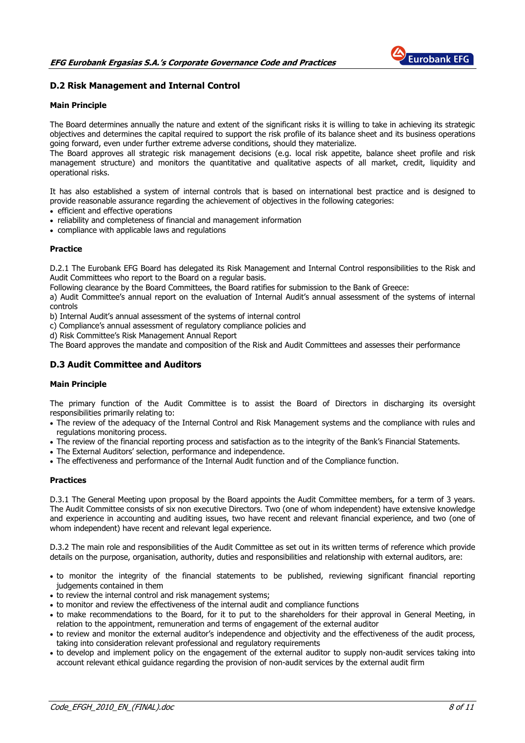## D.2 Risk Management and Internal Control

### Main Principle

The Board determines annually the nature and extent of the significant risks it is willing to take in achieving its strategic objectives and determines the capital required to support the risk profile of its balance sheet and its business operations going forward, even under further extreme adverse conditions, should they materialize.
The Board approves all strategic risk management decisions (e.g. local risk appetite, balance sheet profile and risk management structure) and monitors the quantitative and qualitative aspects of all market, credit, liquidity and operational risks.

It has also established a system of internal controls that is based on international best practice and is designed to provide reasonable assurance regarding the achievement of objectives in the following categories:

- efficient and effective operations
- reliability and completeness of financial and management information
- compliance with applicable laws and regulations

### Practice

D.2.1 The Eurobank EFG Board has delegated its Risk Management and Internal Control responsibilities to the Risk and Audit Committees who report to the Board on a regular basis.
Following clearance by the Board Committees, the Board ratifies for submission to the Bank of Greece:
a) Audit Committee's annual report on the evaluation of Internal Audit's annual assessment of the systems of internal controls
b) Internal Audit's annual assessment of the systems of internal control
c) Compliance's annual assessment of regulatory compliance policies and
d) Risk Committee's Risk Management Annual Report
The Board approves the mandate and composition of the Risk and Audit Committees and assesses their performance

## D.3 Audit Committee and Auditors

### Main Principle

The primary function of the Audit Committee is to assist the Board of Directors in discharging its oversight responsibilities primarily relating to:

- The review of the adequacy of the Internal Control and Risk Management systems and the compliance with rules and regulations monitoring process.
- The review of the financial reporting process and satisfaction as to the integrity of the Bank's Financial Statements.
- The External Auditors' selection, performance and independence.
- The effectiveness and performance of the Internal Audit function and of the Compliance function.

### Practices

D.3.1 The General Meeting upon proposal by the Board appoints the Audit Committee members, for a term of 3 years. The Audit Committee consists of six non executive Directors. Two (one of whom independent) have extensive knowledge and experience in accounting and auditing issues, two have recent and relevant financial experience, and two (one of whom independent) have recent and relevant legal experience.

D.3.2 The main role and responsibilities of the Audit Committee as set out in its written terms of reference which provide details on the purpose, organisation, authority, duties and responsibilities and relationship with external auditors, are:

- to monitor the integrity of the financial statements to be published, reviewing significant financial reporting judgements contained in them
- to review the internal control and risk management systems;
- to monitor and review the effectiveness of the internal audit and compliance functions
- to make recommendations to the Board, for it to put to the shareholders for their approval in General Meeting, in relation to the appointment, remuneration and terms of engagement of the external auditor
- to review and monitor the external auditor's independence and objectivity and the effectiveness of the audit process, taking into consideration relevant professional and regulatory requirements
- to develop and implement policy on the engagement of the external auditor to supply non-audit services taking into account relevant ethical guidance regarding the provision of non-audit services by the external audit firm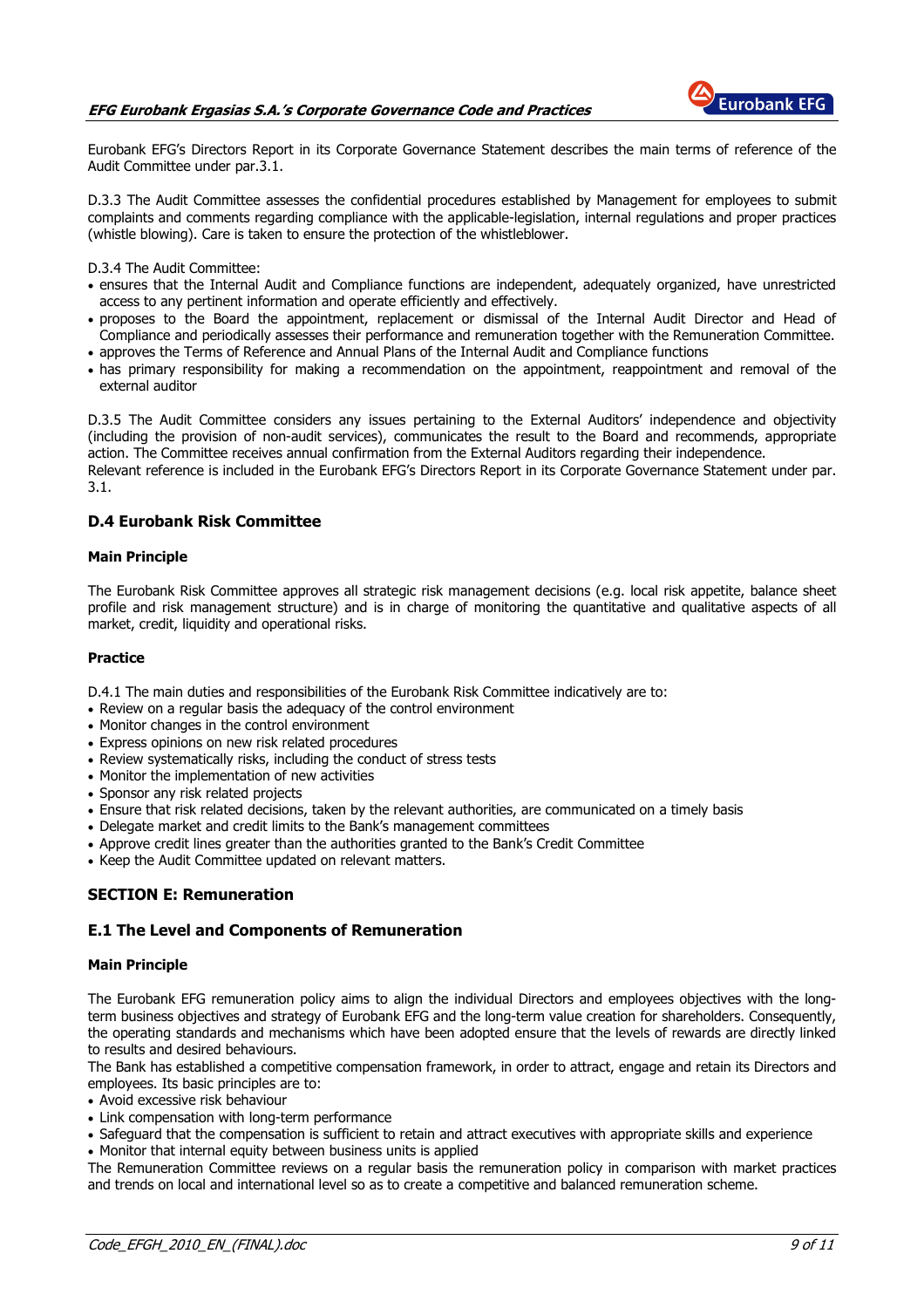Eurobank EFG's Directors Report in its Corporate Governance Statement describes the main terms of reference of the Audit Committee under par.3.1.

D.3.3 The Audit Committee assesses the confidential procedures established by Management for employees to submit complaints and comments regarding compliance with the applicable-legislation, internal regulations and proper practices (whistle blowing). Care is taken to ensure the protection of the whistleblower.

D.3.4 The Audit Committee:

- ensures that the Internal Audit and Compliance functions are independent, adequately organized, have unrestricted access to any pertinent information and operate efficiently and effectively.
- proposes to the Board the appointment, replacement or dismissal of the Internal Audit Director and Head of Compliance and periodically assesses their performance and remuneration together with the Remuneration Committee.
- approves the Terms of Reference and Annual Plans of the Internal Audit and Compliance functions
- has primary responsibility for making a recommendation on the appointment, reappointment and removal of the external auditor

D.3.5 The Audit Committee considers any issues pertaining to the External Auditors' independence and objectivity (including the provision of non-audit services), communicates the result to the Board and recommends, appropriate action. The Committee receives annual confirmation from the External Auditors regarding their independence.
Relevant reference is included in the Eurobank EFG's Directors Report in its Corporate Governance Statement under par. 3.1.

### D.4 Eurobank Risk Committee

**Main Principle**

The Eurobank Risk Committee approves all strategic risk management decisions (e.g. local risk appetite, balance sheet profile and risk management structure) and is in charge of monitoring the quantitative and qualitative aspects of all market, credit, liquidity and operational risks.

**Practice**

D.4.1 The main duties and responsibilities of the Eurobank Risk Committee indicatively are to:

- Review on a regular basis the adequacy of the control environment
- Monitor changes in the control environment
- Express opinions on new risk related procedures
- Review systematically risks, including the conduct of stress tests
- Monitor the implementation of new activities
- Sponsor any risk related projects
- Ensure that risk related decisions, taken by the relevant authorities, are communicated on a timely basis
- Delegate market and credit limits to the Bank's management committees
- Approve credit lines greater than the authorities granted to the Bank's Credit Committee
- Keep the Audit Committee updated on relevant matters.

## SECTION E: Remuneration

### E.1 The Level and Components of Remuneration

**Main Principle**

The Eurobank EFG remuneration policy aims to align the individual Directors and employees objectives with the long-term business objectives and strategy of Eurobank EFG and the long-term value creation for shareholders. Consequently, the operating standards and mechanisms which have been adopted ensure that the levels of rewards are directly linked to results and desired behaviours.
The Bank has established a competitive compensation framework, in order to attract, engage and retain its Directors and employees. Its basic principles are to:

- Avoid excessive risk behaviour
- Link compensation with long-term performance
- Safeguard that the compensation is sufficient to retain and attract executives with appropriate skills and experience
- Monitor that internal equity between business units is applied

The Remuneration Committee reviews on a regular basis the remuneration policy in comparison with market practices and trends on local and international level so as to create a competitive and balanced remuneration scheme.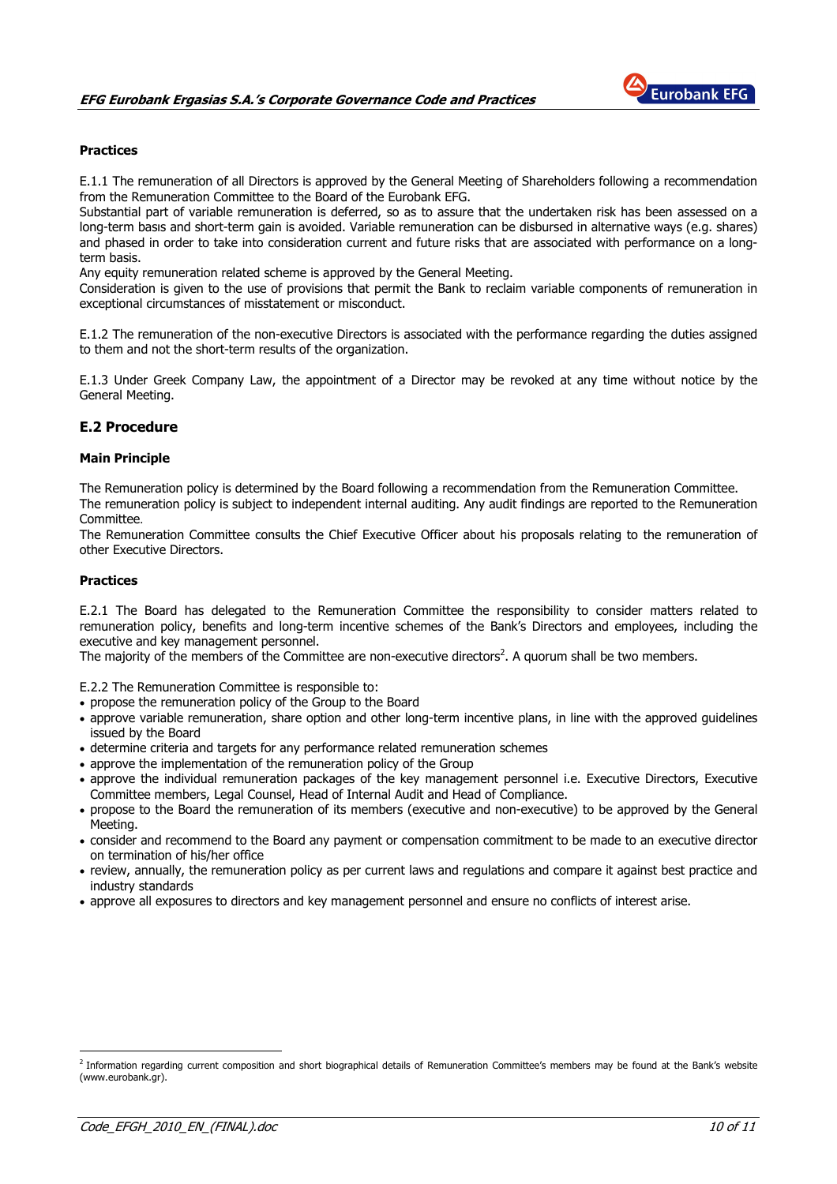**Practices**

E.1.1 The remuneration of all Directors is approved by the General Meeting of Shareholders following a recommendation from the Remuneration Committee to the Board of the Eurobank EFG.
Substantial part of variable remuneration is deferred, so as to assure that the undertaken risk has been assessed on a long-term basıs and short-term gain is avoided. Variable remuneration can be disbursed in alternative ways (e.g. shares) and phased in order to take into consideration current and future risks that are associated with performance on a long-term basis.
Any equity remuneration related scheme is approved by the General Meeting.
Consideration is given to the use of provisions that permit the Bank to reclaim variable components of remuneration in exceptional circumstances of misstatement or misconduct.

E.1.2 The remuneration of the non-executive Directors is associated with the performance regarding the duties assigned to them and not the short-term results of the organization.

E.1.3 Under Greek Company Law, the appointment of a Director may be revoked at any time without notice by the General Meeting.

## E.2 Procedure

**Main Principle**

The Remuneration policy is determined by the Board following a recommendation from the Remuneration Committee.
The remuneration policy is subject to independent internal auditing. Any audit findings are reported to the Remuneration Committee.
The Remuneration Committee consults the Chief Executive Officer about his proposals relating to the remuneration of other Executive Directors.

**Practices**

E.2.1 The Board has delegated to the Remuneration Committee the responsibility to consider matters related to remuneration policy, benefits and long-term incentive schemes of the Bank's Directors and employees, including the executive and key management personnel.
The majority of the members of the Committee are non-executive directors[2]. A quorum shall be two members.

E.2.2 The Remuneration Committee is responsible to:

- propose the remuneration policy of the Group to the Board
- approve variable remuneration, share option and other long-term incentive plans, in line with the approved guidelines issued by the Board
- determine criteria and targets for any performance related remuneration schemes
- approve the implementation of the remuneration policy of the Group
- approve the individual remuneration packages of the key management personnel i.e. Executive Directors, Executive Committee members, Legal Counsel, Head of Internal Audit and Head of Compliance.
- propose to the Board the remuneration of its members (executive and non-executive) to be approved by the General Meeting.
- consider and recommend to the Board any payment or compensation commitment to be made to an executive director on termination of his/her office
- review, annually, the remuneration policy as per current laws and regulations and compare it against best practice and industry standards
- approve all exposures to directors and key management personnel and ensure no conflicts of interest arise.

---

[2] Information regarding current composition and short biographical details of Remuneration Committee's members may be found at the Bank's website (www.eurobank.gr).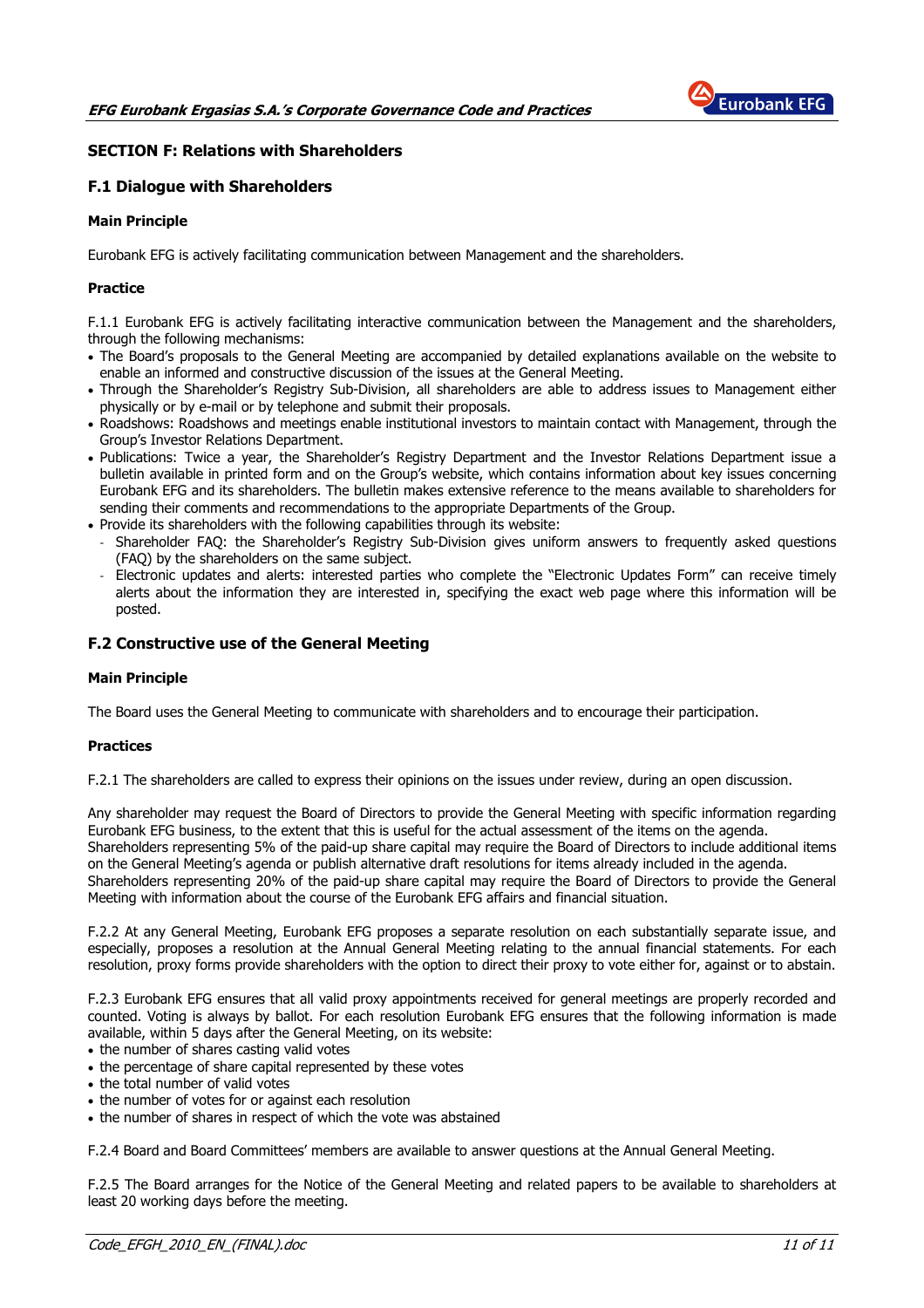## SECTION F: Relations with Shareholders

### F.1 Dialogue with Shareholders

**Main Principle**

Eurobank EFG is actively facilitating communication between Management and the shareholders.

**Practice**

F.1.1 Eurobank EFG is actively facilitating interactive communication between the Management and the shareholders, through the following mechanisms:

- The Board's proposals to the General Meeting are accompanied by detailed explanations available on the website to enable an informed and constructive discussion of the issues at the General Meeting.
- Through the Shareholder's Registry Sub-Division, all shareholders are able to address issues to Management either physically or by e-mail or by telephone and submit their proposals.
- Roadshows: Roadshows and meetings enable institutional investors to maintain contact with Management, through the Group's Investor Relations Department.
- Publications: Twice a year, the Shareholder's Registry Department and the Investor Relations Department issue a bulletin available in printed form and on the Group's website, which contains information about key issues concerning Eurobank EFG and its shareholders. The bulletin makes extensive reference to the means available to shareholders for sending their comments and recommendations to the appropriate Departments of the Group.
- Provide its shareholders with the following capabilities through its website:
  - Shareholder FAQ: the Shareholder's Registry Sub-Division gives uniform answers to frequently asked questions (FAQ) by the shareholders on the same subject.
  - Electronic updates and alerts: interested parties who complete the "Electronic Updates Form" can receive timely alerts about the information they are interested in, specifying the exact web page where this information will be posted.

### F.2 Constructive use of the General Meeting

**Main Principle**

The Board uses the General Meeting to communicate with shareholders and to encourage their participation.

**Practices**

F.2.1 The shareholders are called to express their opinions on the issues under review, during an open discussion.

Any shareholder may request the Board of Directors to provide the General Meeting with specific information regarding Eurobank EFG business, to the extent that this is useful for the actual assessment of the items on the agenda. Shareholders representing 5% of the paid-up share capital may require the Board of Directors to include additional items on the General Meeting's agenda or publish alternative draft resolutions for items already included in the agenda. Shareholders representing 20% of the paid-up share capital may require the Board of Directors to provide the General Meeting with information about the course of the Eurobank EFG affairs and financial situation.

F.2.2 At any General Meeting, Eurobank EFG proposes a separate resolution on each substantially separate issue, and especially, proposes a resolution at the Annual General Meeting relating to the annual financial statements. For each resolution, proxy forms provide shareholders with the option to direct their proxy to vote either for, against or to abstain.

F.2.3 Eurobank EFG ensures that all valid proxy appointments received for general meetings are properly recorded and counted. Voting is always by ballot. For each resolution Eurobank EFG ensures that the following information is made available, within 5 days after the General Meeting, on its website:

- the number of shares casting valid votes
- the percentage of share capital represented by these votes
- the total number of valid votes
- the number of votes for or against each resolution
- the number of shares in respect of which the vote was abstained

F.2.4 Board and Board Committees' members are available to answer questions at the Annual General Meeting.

F.2.5 The Board arranges for the Notice of the General Meeting and related papers to be available to shareholders at least 20 working days before the meeting.